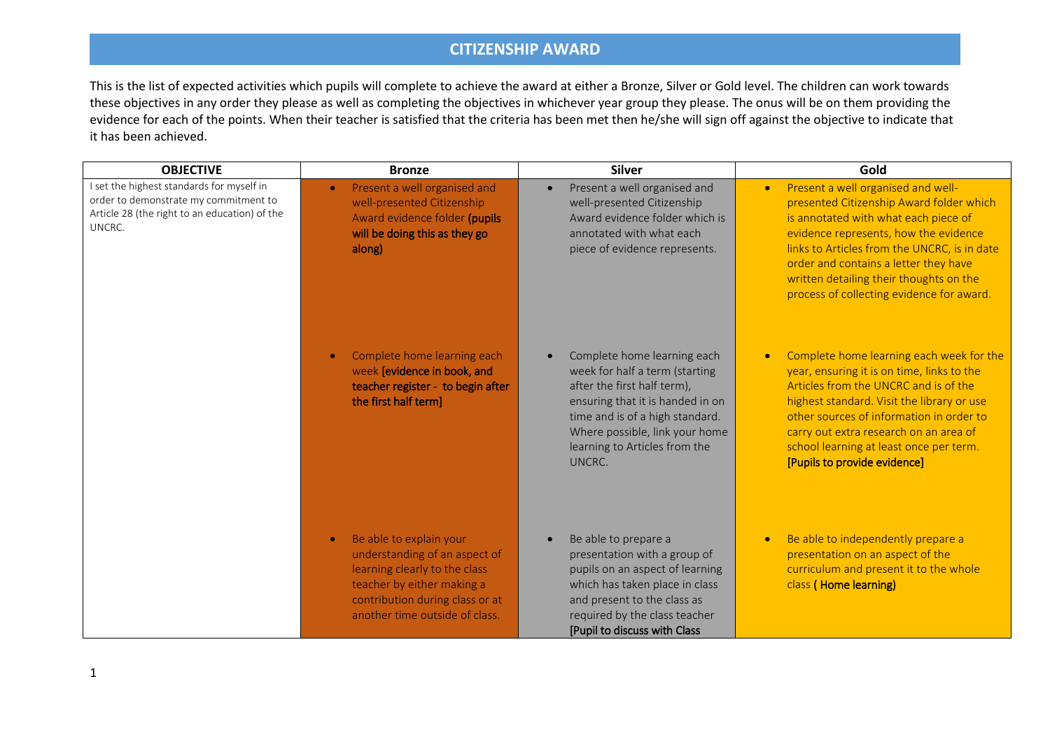# CITIZENSHIP AWARD

This is the list of expected activities which pupils will complete to achieve the award at either a Bronze, Silver or Gold level. The children can work towards these objectives in any order they please as well as completing the objectives in whichever year group they please. The onus will be on them providing the evidence for each of the points. When their teacher is satisfied that the criteria has been met then he/she will sign off against the objective to indicate that it has been achieved.

| OBJECTIVE | Bronze | Silver | Gold |
|---|---|---|---|
| I set the highest standards for myself in order to demonstrate my commitment to Article 28 (the right to an education) of the UNCRC. | • Present a well organised and well-presented Citizenship Award evidence folder **(pupils will be doing this as they go along)** | • Present a well organised and well-presented Citizenship Award evidence folder which is annotated with what each piece of evidence represents. | • Present a well organised and well-presented Citizenship Award folder which is annotated with what each piece of evidence represents, how the evidence links to Articles from the UNCRC, is in date order and contains a letter they have written detailing their thoughts on the process of collecting evidence for award. |
| | • Complete home learning each week **[evidence in book, and teacher register - to begin after the first half term]** | • Complete home learning each week for half a term (starting after the first half term), ensuring that it is handed in on time and is of a high standard. Where possible, link your home learning to Articles from the UNCRC. | • Complete home learning each week for the year, ensuring it is on time, links to the Articles from the UNCRC and is of the highest standard. Visit the library or use other sources of information in order to carry out extra research on an area of school learning at least once per term. **[Pupils to provide evidence]** |
| | • Be able to explain your understanding of an aspect of learning clearly to the class teacher by either making a contribution during class or at another time outside of class. | • Be able to prepare a presentation with a group of pupils on an aspect of learning which has taken place in class and present to the class as required by the class teacher **[Pupil to discuss with Class** | • Be able to independently prepare a presentation on an aspect of the curriculum and present it to the whole class **( Home learning)** |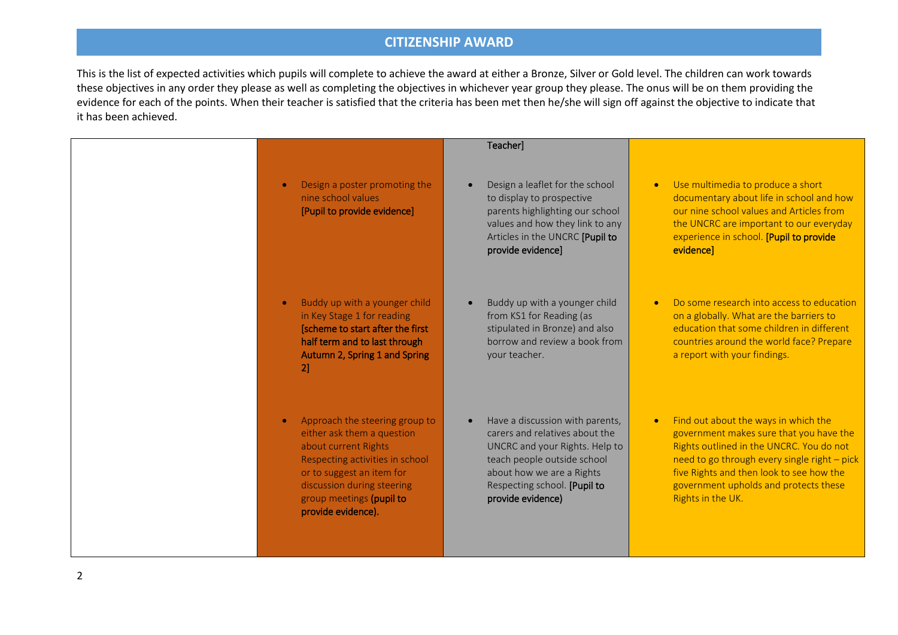## CITIZENSHIP AWARD

This is the list of expected activities which pupils will complete to achieve the award at either a Bronze, Silver or Gold level. The children can work towards these objectives in any order they please as well as completing the objectives in whichever year group they please. The onus will be on them providing the evidence for each of the points. When their teacher is satisfied that the criteria has been met then he/she will sign off against the objective to indicate that it has been achieved.

| | | | |
|---|---|---|---|
| | | Teacher] | |
| | • Design a poster promoting the nine school values **[Pupil to provide evidence]** | • Design a leaflet for the school to display to prospective parents highlighting our school values and how they link to any Articles in the UNCRC **[Pupil to provide evidence]** | • Use multimedia to produce a short documentary about life in school and how our nine school values and Articles from the UNCRC are important to our everyday experience in school. **[Pupil to provide evidence]** |
| | • Buddy up with a younger child in Key Stage 1 for reading **[scheme to start after the first half term and to last through Autumn 2, Spring 1 and Spring 2]** | • Buddy up with a younger child from KS1 for Reading (as stipulated in Bronze) and also borrow and review a book from your teacher. | • Do some research into access to education on a globally. What are the barriers to education that some children in different countries around the world face? Prepare a report with your findings. |
| | • Approach the steering group to either ask them a question about current Rights Respecting activities in school or to suggest an item for discussion during steering group meetings **(pupil to provide evidence).** | • Have a discussion with parents, carers and relatives about the UNCRC and your Rights. Help to teach people outside school about how we are a Rights Respecting school. **[Pupil to provide evidence)** | • Find out about the ways in which the government makes sure that you have the Rights outlined in the UNCRC. You do not need to go through every single right – pick five Rights and then look to see how the government upholds and protects these Rights in the UK. |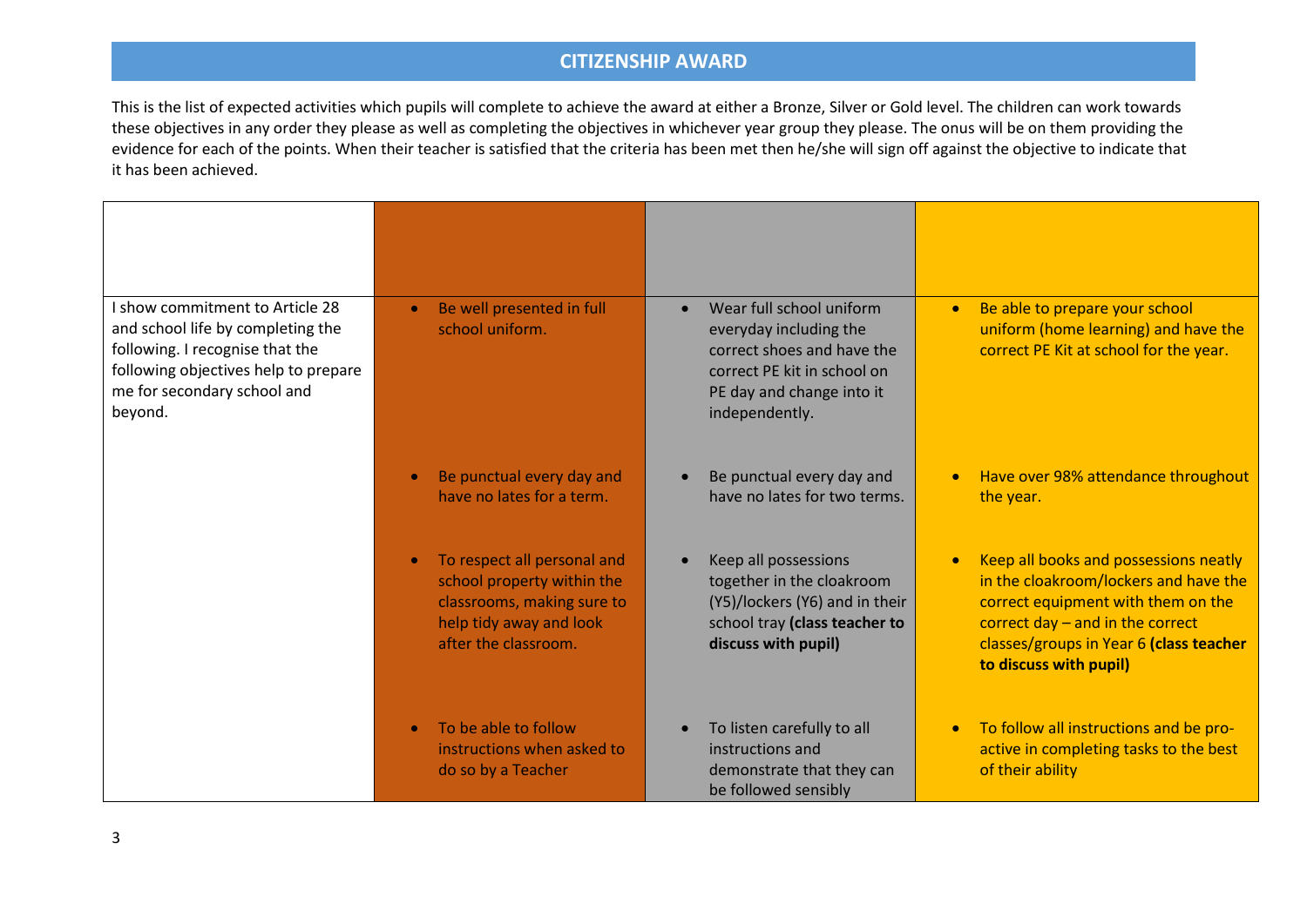## CITIZENSHIP AWARD

This is the list of expected activities which pupils will complete to achieve the award at either a Bronze, Silver or Gold level. The children can work towards these objectives in any order they please as well as completing the objectives in whichever year group they please. The onus will be on them providing the evidence for each of the points. When their teacher is satisfied that the criteria has been met then he/she will sign off against the objective to indicate that it has been achieved.

| | | | |
|---|---|---|---|
| I show commitment to Article 28 and school life by completing the following. I recognise that the following objectives help to prepare me for secondary school and beyond. | • Be well presented in full school uniform. | • Wear full school uniform everyday including the correct shoes and have the correct PE kit in school on PE day and change into it independently. | • Be able to prepare your school uniform (home learning) and have the correct PE Kit at school for the year. |
| | • Be punctual every day and have no lates for a term. | • Be punctual every day and have no lates for two terms. | • Have over 98% attendance throughout the year. |
| | • To respect all personal and school property within the classrooms, making sure to help tidy away and look after the classroom. | • Keep all possessions together in the cloakroom (Y5)/lockers (Y6) and in their school tray **(class teacher to discuss with pupil)** | • Keep all books and possessions neatly in the cloakroom/lockers and have the correct equipment with them on the correct day – and in the correct classes/groups in Year 6 **(class teacher to discuss with pupil)** |
| | • To be able to follow instructions when asked to do so by a Teacher | • To listen carefully to all instructions and demonstrate that they can be followed sensibly | • To follow all instructions and be pro-active in completing tasks to the best of their ability |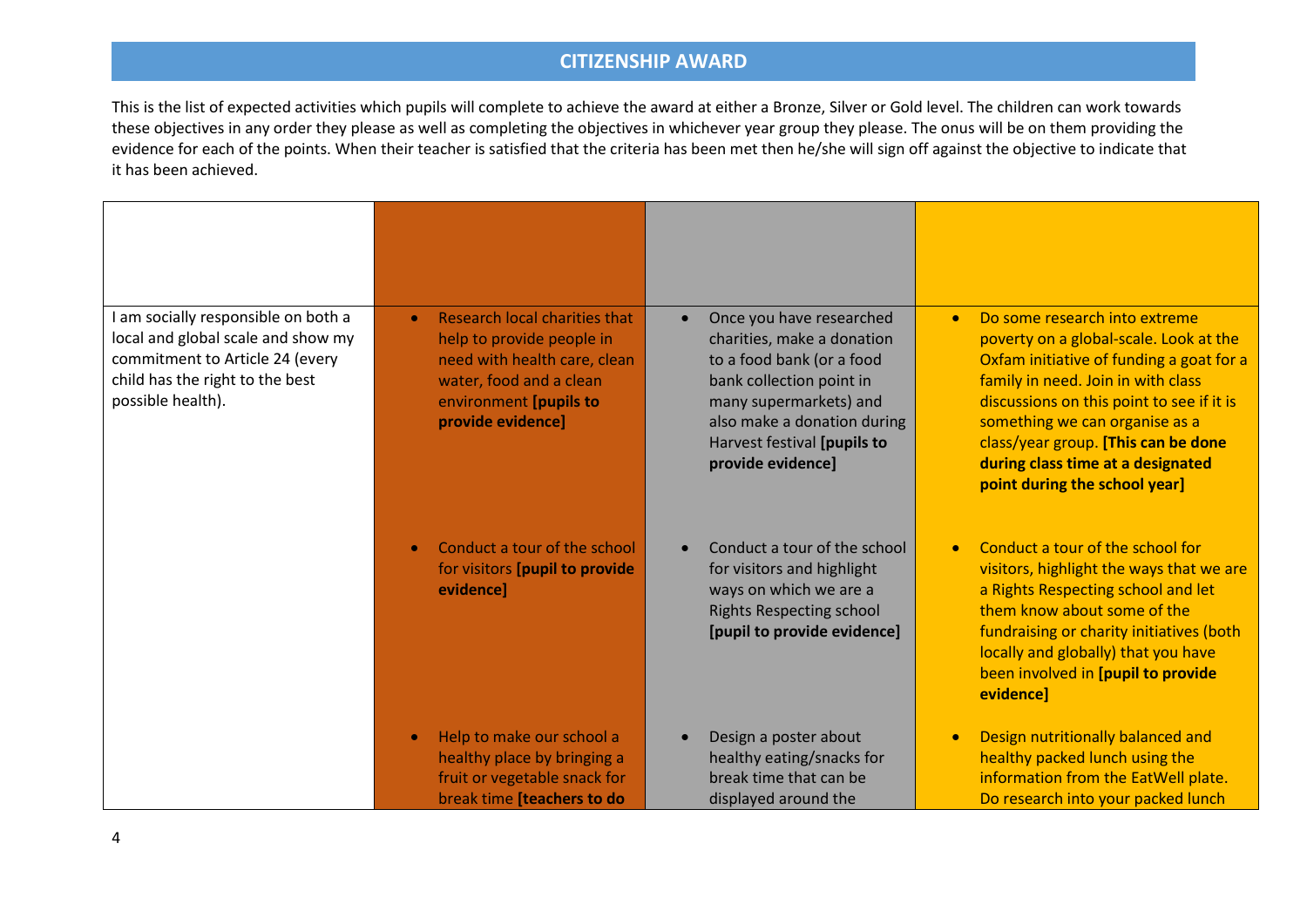## CITIZENSHIP AWARD

This is the list of expected activities which pupils will complete to achieve the award at either a Bronze, Silver or Gold level. The children can work towards these objectives in any order they please as well as completing the objectives in whichever year group they please. The onus will be on them providing the evidence for each of the points. When their teacher is satisfied that the criteria has been met then he/she will sign off against the objective to indicate that it has been achieved.

| | | | |
|---|---|---|---|
| I am socially responsible on both a local and global scale and show my commitment to Article 24 (every child has the right to the best possible health). | • Research local charities that help to provide people in need with health care, clean water, food and a clean environment **[pupils to provide evidence]** | • Once you have researched charities, make a donation to a food bank (or a food bank collection point in many supermarkets) and also make a donation during Harvest festival **[pupils to provide evidence]** | • Do some research into extreme poverty on a global-scale. Look at the Oxfam initiative of funding a goat for a family in need. Join in with class discussions on this point to see if it is something we can organise as a class/year group. **[This can be done during class time at a designated point during the school year]** |
| | • Conduct a tour of the school for visitors **[pupil to provide evidence]** | • Conduct a tour of the school for visitors and highlight ways on which we are a Rights Respecting school **[pupil to provide evidence]** | • Conduct a tour of the school for visitors, highlight the ways that we are a Rights Respecting school and let them know about some of the fundraising or charity initiatives (both locally and globally) that you have been involved in **[pupil to provide evidence]** |
| | • Help to make our school a healthy place by bringing a fruit or vegetable snack for break time **[teachers to do** | • Design a poster about healthy eating/snacks for break time that can be displayed around the | • Design nutritionally balanced and healthy packed lunch using the information from the EatWell plate. Do research into your packed lunch |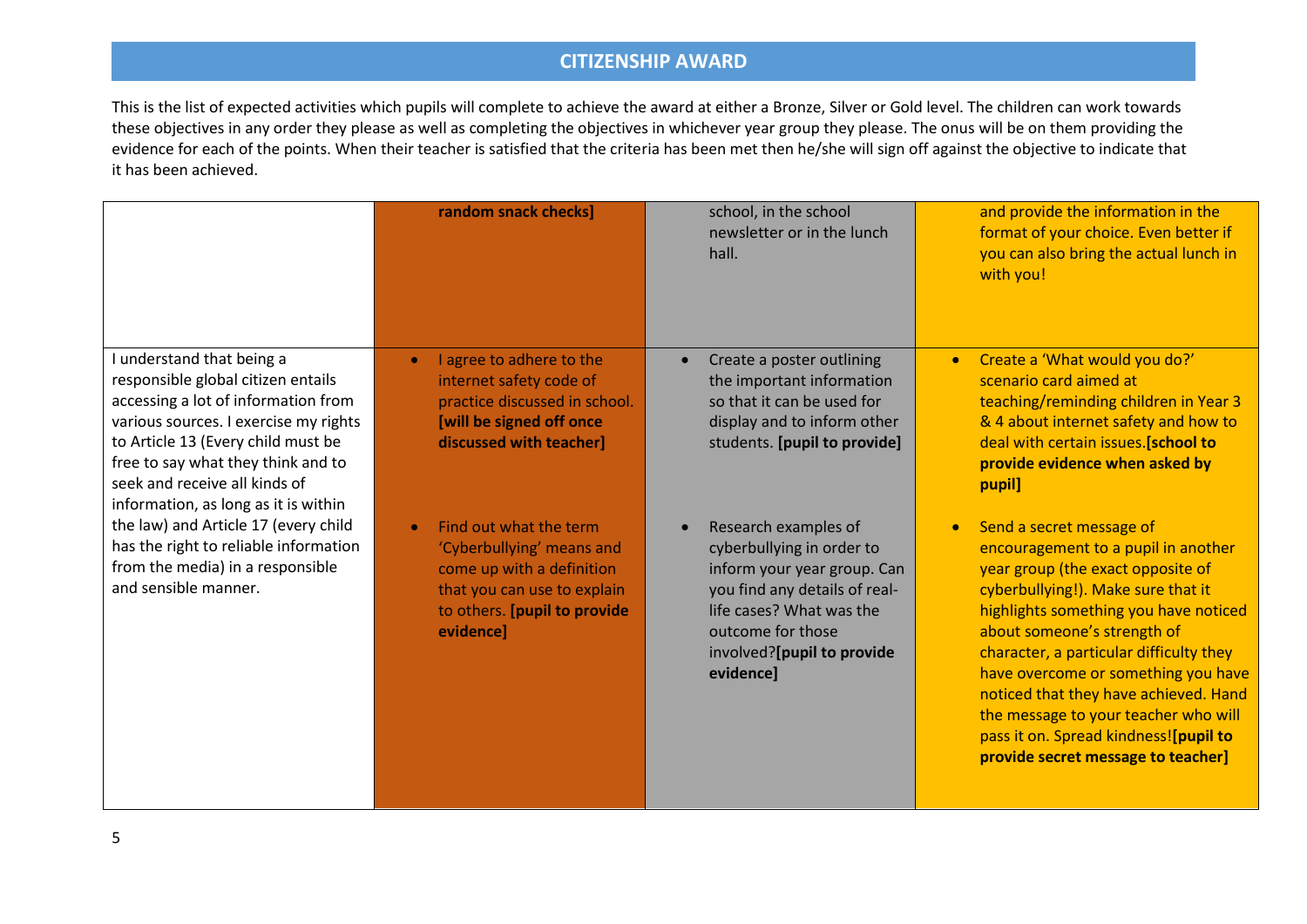## CITIZENSHIP AWARD

This is the list of expected activities which pupils will complete to achieve the award at either a Bronze, Silver or Gold level. The children can work towards these objectives in any order they please as well as completing the objectives in whichever year group they please. The onus will be on them providing the evidence for each of the points. When their teacher is satisfied that the criteria has been met then he/she will sign off against the objective to indicate that it has been achieved.

| | | | |
|---|---|---|---|
| | **random snack checks]** | school, in the school newsletter or in the lunch hall. | and provide the information in the format of your choice. Even better if you can also bring the actual lunch in with you! |
| I understand that being a responsible global citizen entails accessing a lot of information from various sources. I exercise my rights to Article 13 (Every child must be free to say what they think and to seek and receive all kinds of information, as long as it is within the law) and Article 17 (every child has the right to reliable information from the media) in a responsible and sensible manner. | • I agree to adhere to the internet safety code of practice discussed in school. **[will be signed off once discussed with teacher]**<br><br>• Find out what the term 'Cyberbullying' means and come up with a definition that you can use to explain to others. **[pupil to provide evidence]** | • Create a poster outlining the important information so that it can be used for display and to inform other students. **[pupil to provide]**<br><br>• Research examples of cyberbullying in order to inform your year group. Can you find any details of real-life cases? What was the outcome for those involved?**[pupil to provide evidence]** | • Create a 'What would you do?' scenario card aimed at teaching/reminding children in Year 3 & 4 about internet safety and how to deal with certain issues.**[school to provide evidence when asked by pupil]**<br><br>• Send a secret message of encouragement to a pupil in another year group (the exact opposite of cyberbullying!). Make sure that it highlights something you have noticed about someone's strength of character, a particular difficulty they have overcome or something you have noticed that they have achieved. Hand the message to your teacher who will pass it on. Spread kindness!**[pupil to provide secret message to teacher]** |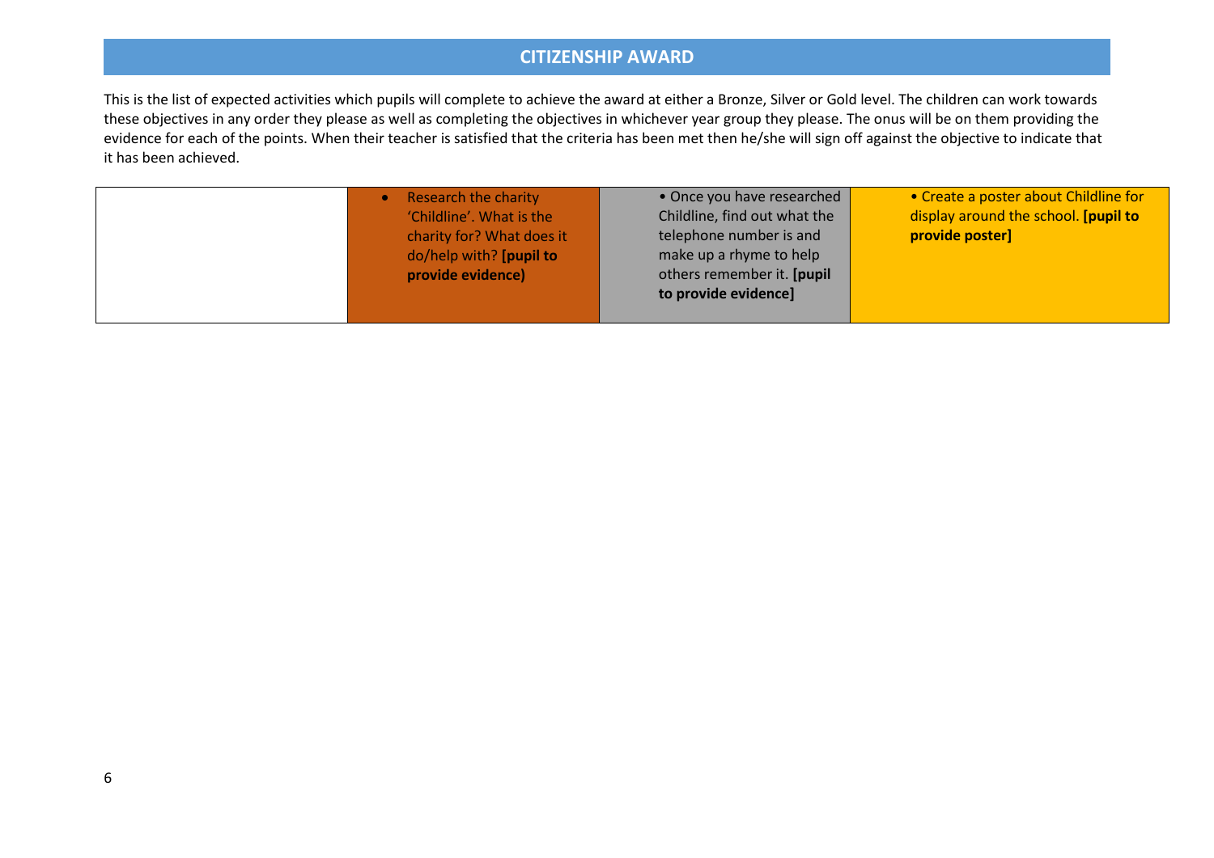## CITIZENSHIP AWARD

This is the list of expected activities which pupils will complete to achieve the award at either a Bronze, Silver or Gold level. The children can work towards these objectives in any order they please as well as completing the objectives in whichever year group they please. The onus will be on them providing the evidence for each of the points. When their teacher is satisfied that the criteria has been met then he/she will sign off against the objective to indicate that it has been achieved.

| | | | |
|---|---|---|---|
| | • Research the charity 'Childline'. What is the charity for? What does it do/help with? **[pupil to provide evidence)** | • Once you have researched Childline, find out what the telephone number is and make up a rhyme to help others remember it. **[pupil to provide evidence]** | • Create a poster about Childline for display around the school. **[pupil to provide poster]** |